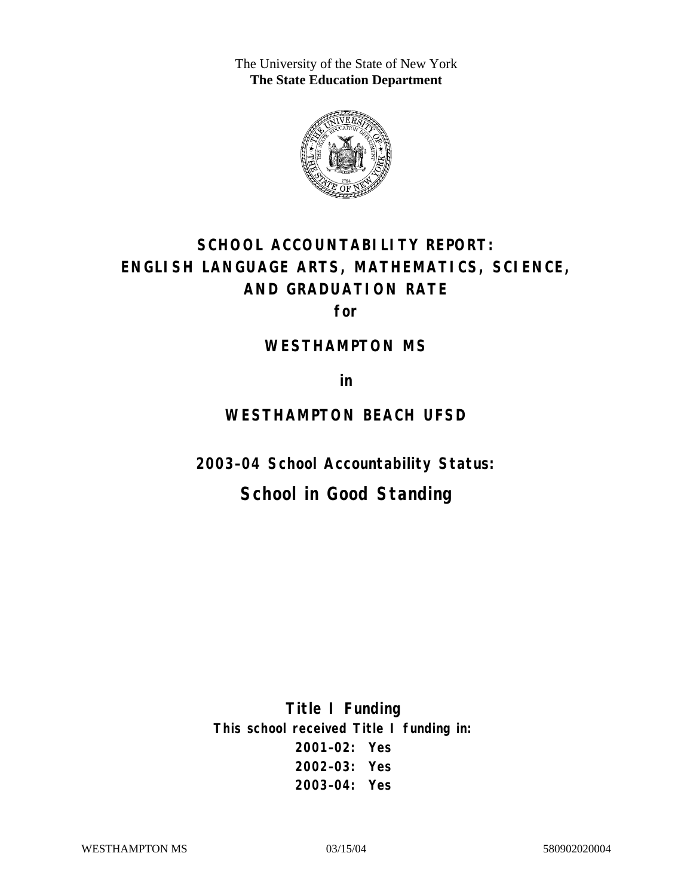The University of the State of New York
**The State Education Department**

# SCHOOL ACCOUNTABILITY REPORT: ENGLISH LANGUAGE ARTS, MATHEMATICS, SCIENCE, AND GRADUATION RATE

**for**

## WESTHAMPTON MS

**in**

## WESTHAMPTON BEACH UFSD

**2003–04 School Accountability Status:**

## School in Good Standing

**Title I Funding**

**This school received Title I funding in:**

**2001–02: Yes**
**2002–03: Yes**
**2003–04: Yes**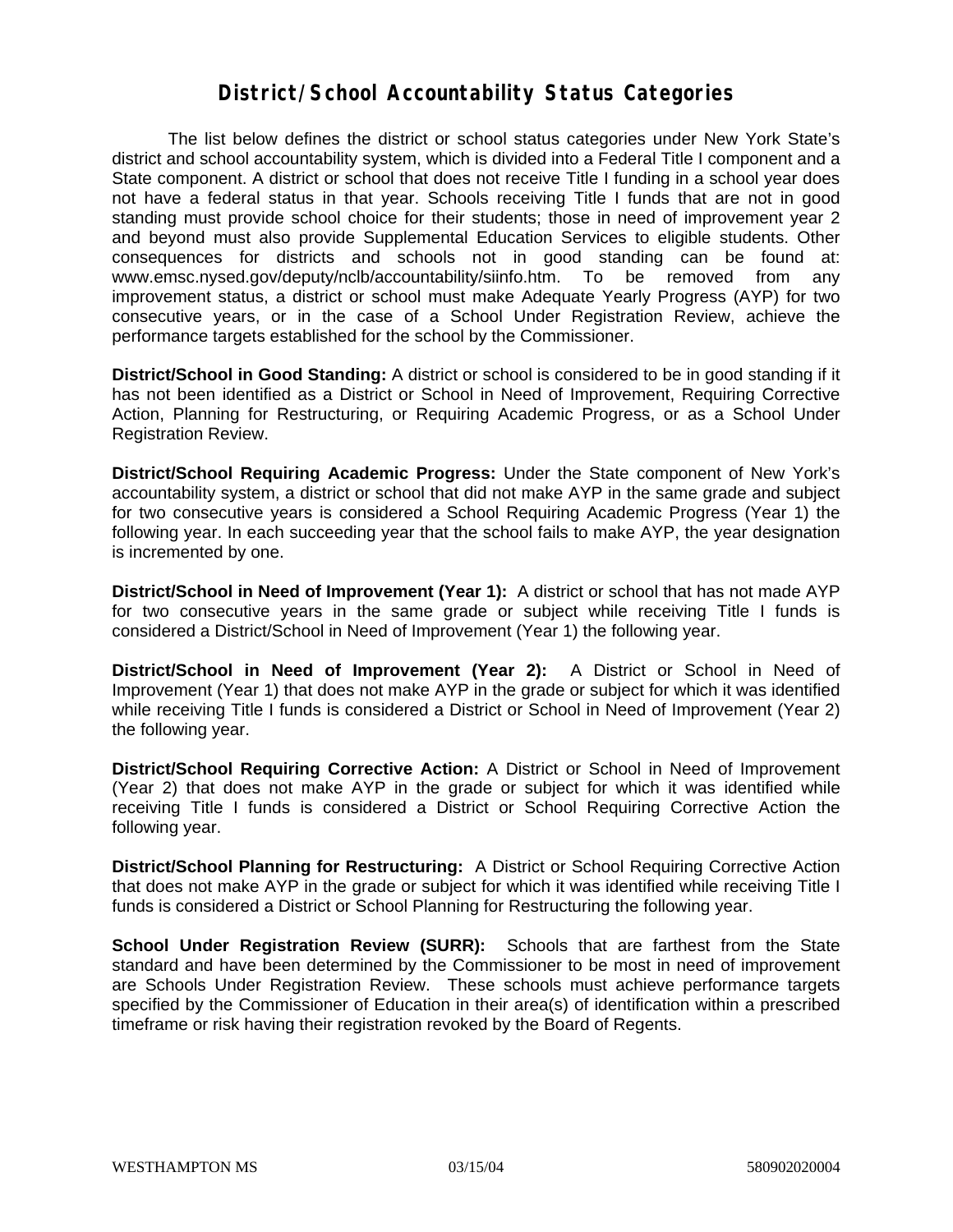# District/School Accountability Status Categories

The list below defines the district or school status categories under New York State's district and school accountability system, which is divided into a Federal Title I component and a State component. A district or school that does not receive Title I funding in a school year does not have a federal status in that year. Schools receiving Title I funds that are not in good standing must provide school choice for their students; those in need of improvement year 2 and beyond must also provide Supplemental Education Services to eligible students. Other consequences for districts and schools not in good standing can be found at: www.emsc.nysed.gov/deputy/nclb/accountability/siinfo.htm. To be removed from any improvement status, a district or school must make Adequate Yearly Progress (AYP) for two consecutive years, or in the case of a School Under Registration Review, achieve the performance targets established for the school by the Commissioner.

**District/School in Good Standing:** A district or school is considered to be in good standing if it has not been identified as a District or School in Need of Improvement, Requiring Corrective Action, Planning for Restructuring, or Requiring Academic Progress, or as a School Under Registration Review.

**District/School Requiring Academic Progress:** Under the State component of New York's accountability system, a district or school that did not make AYP in the same grade and subject for two consecutive years is considered a School Requiring Academic Progress (Year 1) the following year. In each succeeding year that the school fails to make AYP, the year designation is incremented by one.

**District/School in Need of Improvement (Year 1):** A district or school that has not made AYP for two consecutive years in the same grade or subject while receiving Title I funds is considered a District/School in Need of Improvement (Year 1) the following year.

**District/School in Need of Improvement (Year 2):** A District or School in Need of Improvement (Year 1) that does not make AYP in the grade or subject for which it was identified while receiving Title I funds is considered a District or School in Need of Improvement (Year 2) the following year.

**District/School Requiring Corrective Action:** A District or School in Need of Improvement (Year 2) that does not make AYP in the grade or subject for which it was identified while receiving Title I funds is considered a District or School Requiring Corrective Action the following year.

**District/School Planning for Restructuring:** A District or School Requiring Corrective Action that does not make AYP in the grade or subject for which it was identified while receiving Title I funds is considered a District or School Planning for Restructuring the following year.

**School Under Registration Review (SURR):** Schools that are farthest from the State standard and have been determined by the Commissioner to be most in need of improvement are Schools Under Registration Review. These schools must achieve performance targets specified by the Commissioner of Education in their area(s) of identification within a prescribed timeframe or risk having their registration revoked by the Board of Regents.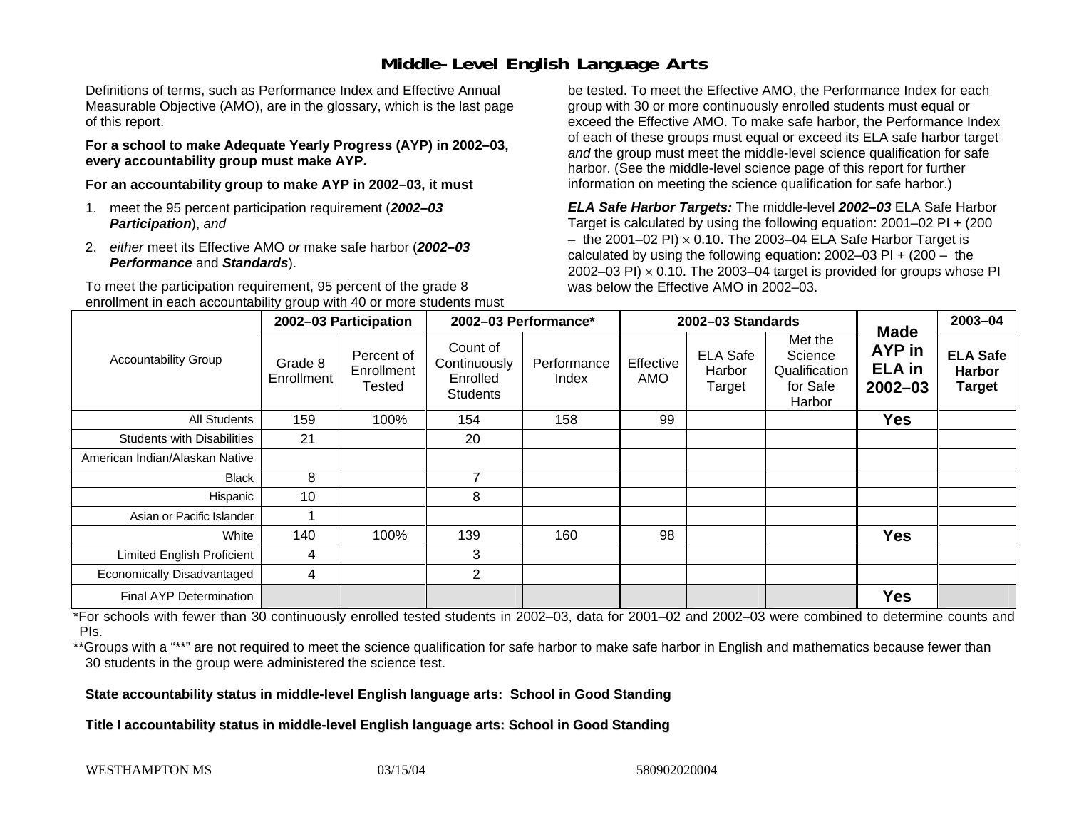# Middle-Level English Language Arts

Definitions of terms, such as Performance Index and Effective Annual Measurable Objective (AMO), are in the glossary, which is the last page of this report.

**For a school to make Adequate Yearly Progress (AYP) in 2002–03, every accountability group must make AYP.**

**For an accountability group to make AYP in 2002–03, it must**

1. meet the 95 percent participation requirement (***2002–03 Participation***), *and*
2. *either* meet its Effective AMO *or* make safe harbor (***2002–03 Performance*** and ***Standards***).

To meet the participation requirement, 95 percent of the grade 8 enrollment in each accountability group with 40 or more students must be tested. To meet the Effective AMO, the Performance Index for each group with 30 or more continuously enrolled students must equal or exceed the Effective AMO. To make safe harbor, the Performance Index of each of these groups must equal or exceed its ELA safe harbor target *and* the group must meet the middle-level science qualification for safe harbor. (See the middle-level science page of this report for further information on meeting the science qualification for safe harbor.)

***ELA Safe Harbor Targets:*** The middle-level ***2002–03*** ELA Safe Harbor Target is calculated by using the following equation: 2001–02 PI + (200 – the 2001–02 PI) $\times$ 0.10. The 2003–04 ELA Safe Harbor Target is calculated by using the following equation: 2002–03 PI + (200 – the 2002–03 PI) $\times$ 0.10. The 2003–04 target is provided for groups whose PI was below the Effective AMO in 2002–03.

| Accountability Group | 2002–03 Participation | | 2002–03 Performance* | | 2002–03 Standards | | | Made AYP in ELA in 2002–03 | 2003–04 |
|---|---|---|---|---|---|---|---|---|---|
| | Grade 8 Enrollment | Percent of Enrollment Tested | Count of Continuously Enrolled Students | Performance Index | Effective AMO | ELA Safe Harbor Target | Met the Science Qualification for Safe Harbor | | ELA Safe Harbor Target |
| All Students | 159 | 100% | 154 | 158 | 99 | | | **Yes** | |
| Students with Disabilities | 21 | | 20 | | | | | | |
| American Indian/Alaskan Native | | | | | | | | | |
| Black | 8 | | 7 | | | | | | |
| Hispanic | 10 | | 8 | | | | | | |
| Asian or Pacific Islander | 1 | | | | | | | | |
| White | 140 | 100% | 139 | 160 | 98 | | | **Yes** | |
| Limited English Proficient | 4 | | 3 | | | | | | |
| Economically Disadvantaged | 4 | | 2 | | | | | | |
| Final AYP Determination | | | | | | | | **Yes** | |

*For schools with fewer than 30 continuously enrolled tested students in 2002–03, data for 2001–02 and 2002–03 were combined to determine counts and PIs.

**Groups with a "**" are not required to meet the science qualification for safe harbor to make safe harbor in English and mathematics because fewer than 30 students in the group were administered the science test.

**State accountability status in middle-level English language arts: School in Good Standing**

**Title I accountability status in middle-level English language arts: School in Good Standing**

WESTHAMPTON MS 03/15/04 580902020004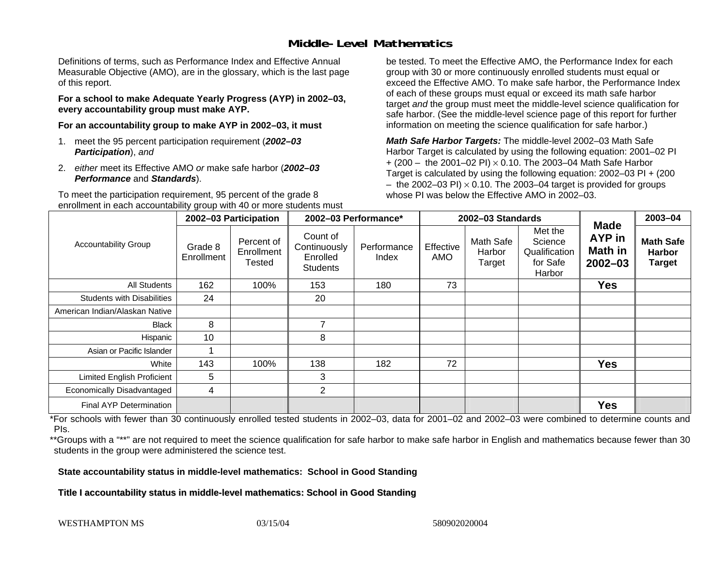# Middle-Level Mathematics

Definitions of terms, such as Performance Index and Effective Annual Measurable Objective (AMO), are in the glossary, which is the last page of this report.

**For a school to make Adequate Yearly Progress (AYP) in 2002–03, every accountability group must make AYP.**

**For an accountability group to make AYP in 2002–03, it must**

1. meet the 95 percent participation requirement (***2002–03 Participation***), *and*
2. *either* meet its Effective AMO *or* make safe harbor (***2002–03 Performance*** and ***Standards***).

To meet the participation requirement, 95 percent of the grade 8 enrollment in each accountability group with 40 or more students must be tested. To meet the Effective AMO, the Performance Index for each group with 30 or more continuously enrolled students must equal or exceed the Effective AMO. To make safe harbor, the Performance Index of each of these groups must equal or exceed its math safe harbor target *and* the group must meet the middle-level science qualification for safe harbor. (See the middle-level science page of this report for further information on meeting the science qualification for safe harbor.)

***Math Safe Harbor Targets:*** The middle-level 2002–03 Math Safe Harbor Target is calculated by using the following equation: 2001–02 PI + (200 – the 2001–02 PI) $\times$ 0.10. The 2003–04 Math Safe Harbor Target is calculated by using the following equation: 2002–03 PI + (200 – the 2002–03 PI) $\times$ 0.10. The 2003–04 target is provided for groups whose PI was below the Effective AMO in 2002–03.

| Accountability Group | 2002–03 Participation | | 2002–03 Performance* | | 2002–03 Standards | | | Made AYP in Math in 2002–03 | 2003–04 |
|---|---|---|---|---|---|---|---|---|---|
| | Grade 8 Enrollment | Percent of Enrollment Tested | Count of Continuously Enrolled Students | Performance Index | Effective AMO | Math Safe Harbor Target | Met the Science Qualification for Safe Harbor | | Math Safe Harbor Target |
| All Students | 162 | 100% | 153 | 180 | 73 | | | Yes | |
| Students with Disabilities | 24 | | 20 | | | | | | |
| American Indian/Alaskan Native | | | | | | | | | |
| Black | 8 | | 7 | | | | | | |
| Hispanic | 10 | | 8 | | | | | | |
| Asian or Pacific Islander | 1 | | | | | | | | |
| White | 143 | 100% | 138 | 182 | 72 | | | Yes | |
| Limited English Proficient | 5 | | 3 | | | | | | |
| Economically Disadvantaged | 4 | | 2 | | | | | | |
| Final AYP Determination | | | | | | | | Yes | |

*For schools with fewer than 30 continuously enrolled tested students in 2002–03, data for 2001–02 and 2002–03 were combined to determine counts and PIs.

**Groups with a "**" are not required to meet the science qualification for safe harbor to make safe harbor in English and mathematics because fewer than 30 students in the group were administered the science test.

**State accountability status in middle-level mathematics: School in Good Standing**

**Title I accountability status in middle-level mathematics: School in Good Standing**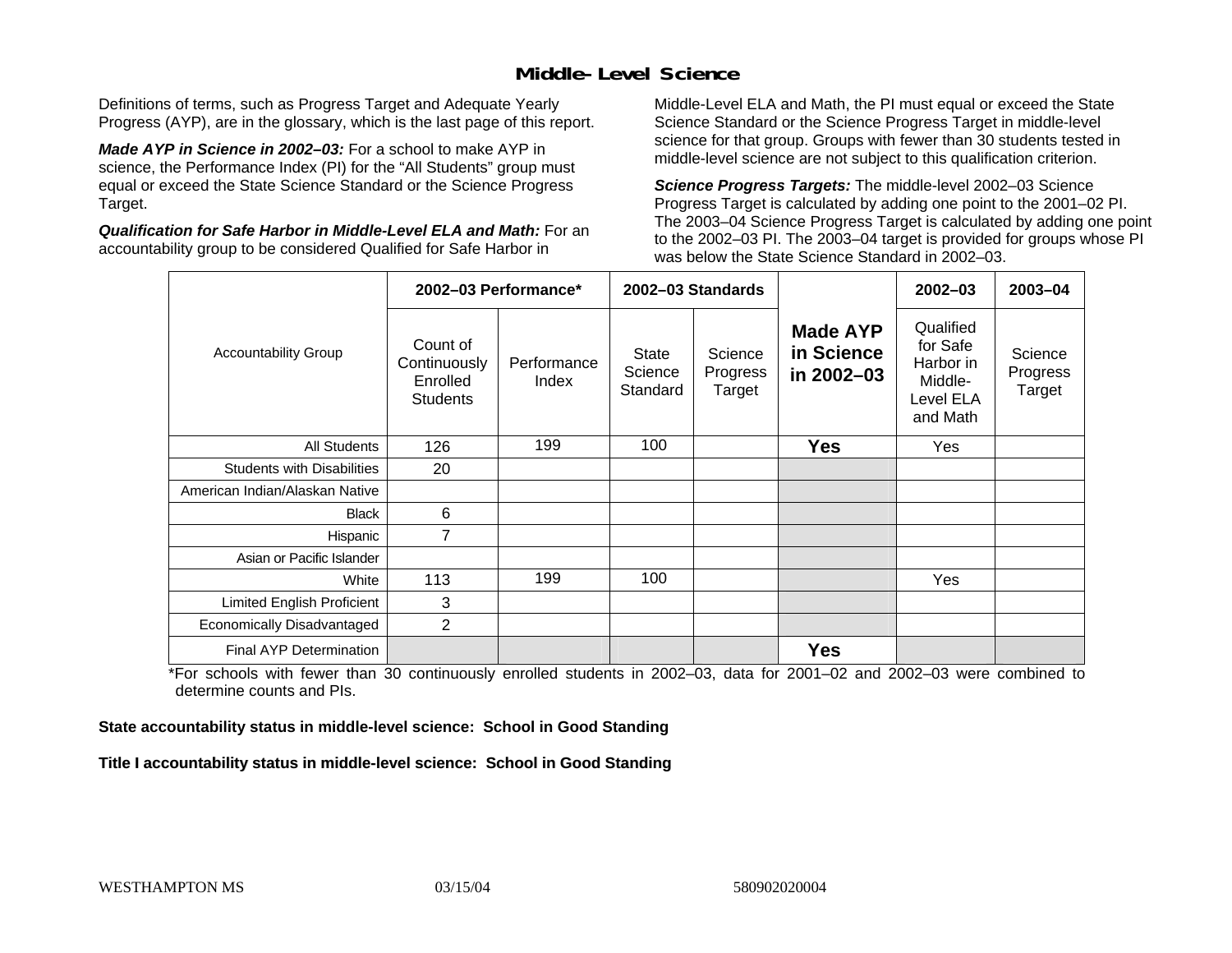## Middle-Level Science

Definitions of terms, such as Progress Target and Adequate Yearly Progress (AYP), are in the glossary, which is the last page of this report.

***Made AYP in Science in 2002–03:*** For a school to make AYP in science, the Performance Index (PI) for the "All Students" group must equal or exceed the State Science Standard or the Science Progress Target.

***Qualification for Safe Harbor in Middle-Level ELA and Math:*** For an accountability group to be considered Qualified for Safe Harbor in Middle-Level ELA and Math, the PI must equal or exceed the State Science Standard or the Science Progress Target in middle-level science for that group. Groups with fewer than 30 students tested in middle-level science are not subject to this qualification criterion.

***Science Progress Targets:*** The middle-level 2002–03 Science Progress Target is calculated by adding one point to the 2001–02 PI. The 2003–04 Science Progress Target is calculated by adding one point to the 2002–03 PI. The 2003–04 target is provided for groups whose PI was below the State Science Standard in 2002–03.

| Accountability Group | 2002–03 Performance* | | 2002–03 Standards | | Made AYP in Science in 2002–03 | 2002–03 | 2003–04 |
|---|---|---|---|---|---|---|---|
| | Count of Continuously Enrolled Students | Performance Index | State Science Standard | Science Progress Target | | Qualified for Safe Harbor in Middle-Level ELA and Math | Science Progress Target |
| All Students | 126 | 199 | 100 | | **Yes** | Yes | |
| Students with Disabilities | 20 | | | | | | |
| American Indian/Alaskan Native | | | | | | | |
| Black | 6 | | | | | | |
| Hispanic | 7 | | | | | | |
| Asian or Pacific Islander | | | | | | | |
| White | 113 | 199 | 100 | | | Yes | |
| Limited English Proficient | 3 | | | | | | |
| Economically Disadvantaged | 2 | | | | | | |
| Final AYP Determination | | | | | **Yes** | | |

*For schools with fewer than 30 continuously enrolled students in 2002–03, data for 2001–02 and 2002–03 were combined to determine counts and PIs.

**State accountability status in middle-level science: School in Good Standing**

**Title I accountability status in middle-level science: School in Good Standing**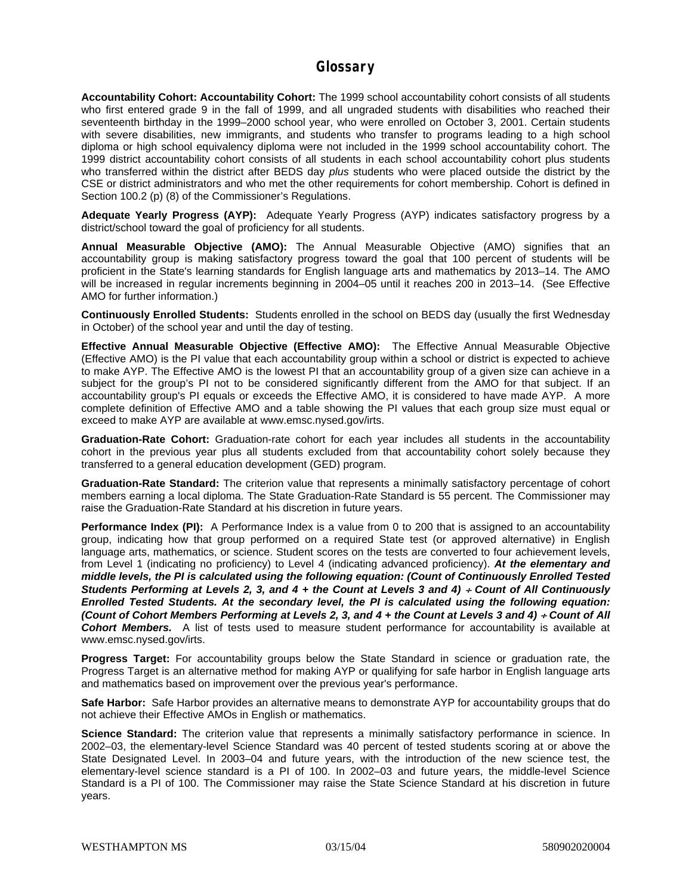# Glossary

**Accountability Cohort: Accountability Cohort:** The 1999 school accountability cohort consists of all students who first entered grade 9 in the fall of 1999, and all ungraded students with disabilities who reached their seventeenth birthday in the 1999–2000 school year, who were enrolled on October 3, 2001. Certain students with severe disabilities, new immigrants, and students who transfer to programs leading to a high school diploma or high school equivalency diploma were not included in the 1999 school accountability cohort. The 1999 district accountability cohort consists of all students in each school accountability cohort plus students who transferred within the district after BEDS day *plus* students who were placed outside the district by the CSE or district administrators and who met the other requirements for cohort membership. Cohort is defined in Section 100.2 (p) (8) of the Commissioner's Regulations.

**Adequate Yearly Progress (AYP):** Adequate Yearly Progress (AYP) indicates satisfactory progress by a district/school toward the goal of proficiency for all students.

**Annual Measurable Objective (AMO):** The Annual Measurable Objective (AMO) signifies that an accountability group is making satisfactory progress toward the goal that 100 percent of students will be proficient in the State's learning standards for English language arts and mathematics by 2013–14. The AMO will be increased in regular increments beginning in 2004–05 until it reaches 200 in 2013–14. (See Effective AMO for further information.)

**Continuously Enrolled Students:** Students enrolled in the school on BEDS day (usually the first Wednesday in October) of the school year and until the day of testing.

**Effective Annual Measurable Objective (Effective AMO):** The Effective Annual Measurable Objective (Effective AMO) is the PI value that each accountability group within a school or district is expected to achieve to make AYP. The Effective AMO is the lowest PI that an accountability group of a given size can achieve in a subject for the group's PI not to be considered significantly different from the AMO for that subject. If an accountability group's PI equals or exceeds the Effective AMO, it is considered to have made AYP. A more complete definition of Effective AMO and a table showing the PI values that each group size must equal or exceed to make AYP are available at www.emsc.nysed.gov/irts.

**Graduation-Rate Cohort:** Graduation-rate cohort for each year includes all students in the accountability cohort in the previous year plus all students excluded from that accountability cohort solely because they transferred to a general education development (GED) program.

**Graduation-Rate Standard:** The criterion value that represents a minimally satisfactory percentage of cohort members earning a local diploma. The State Graduation-Rate Standard is 55 percent. The Commissioner may raise the Graduation-Rate Standard at his discretion in future years.

**Performance Index (PI):** A Performance Index is a value from 0 to 200 that is assigned to an accountability group, indicating how that group performed on a required State test (or approved alternative) in English language arts, mathematics, or science. Student scores on the tests are converted to four achievement levels, from Level 1 (indicating no proficiency) to Level 4 (indicating advanced proficiency). ***At the elementary and middle levels, the PI is calculated using the following equation: (Count of Continuously Enrolled Tested Students Performing at Levels 2, 3, and 4 + the Count at Levels 3 and 4) ÷ Count of All Continuously Enrolled Tested Students. At the secondary level, the PI is calculated using the following equation: (Count of Cohort Members Performing at Levels 2, 3, and 4 + the Count at Levels 3 and 4) ÷ Count of All Cohort Members.*** A list of tests used to measure student performance for accountability is available at www.emsc.nysed.gov/irts.

**Progress Target:** For accountability groups below the State Standard in science or graduation rate, the Progress Target is an alternative method for making AYP or qualifying for safe harbor in English language arts and mathematics based on improvement over the previous year's performance.

**Safe Harbor:** Safe Harbor provides an alternative means to demonstrate AYP for accountability groups that do not achieve their Effective AMOs in English or mathematics.

**Science Standard:** The criterion value that represents a minimally satisfactory performance in science. In 2002–03, the elementary-level Science Standard was 40 percent of tested students scoring at or above the State Designated Level. In 2003–04 and future years, with the introduction of the new science test, the elementary-level science standard is a PI of 100. In 2002–03 and future years, the middle-level Science Standard is a PI of 100. The Commissioner may raise the State Science Standard at his discretion in future years.